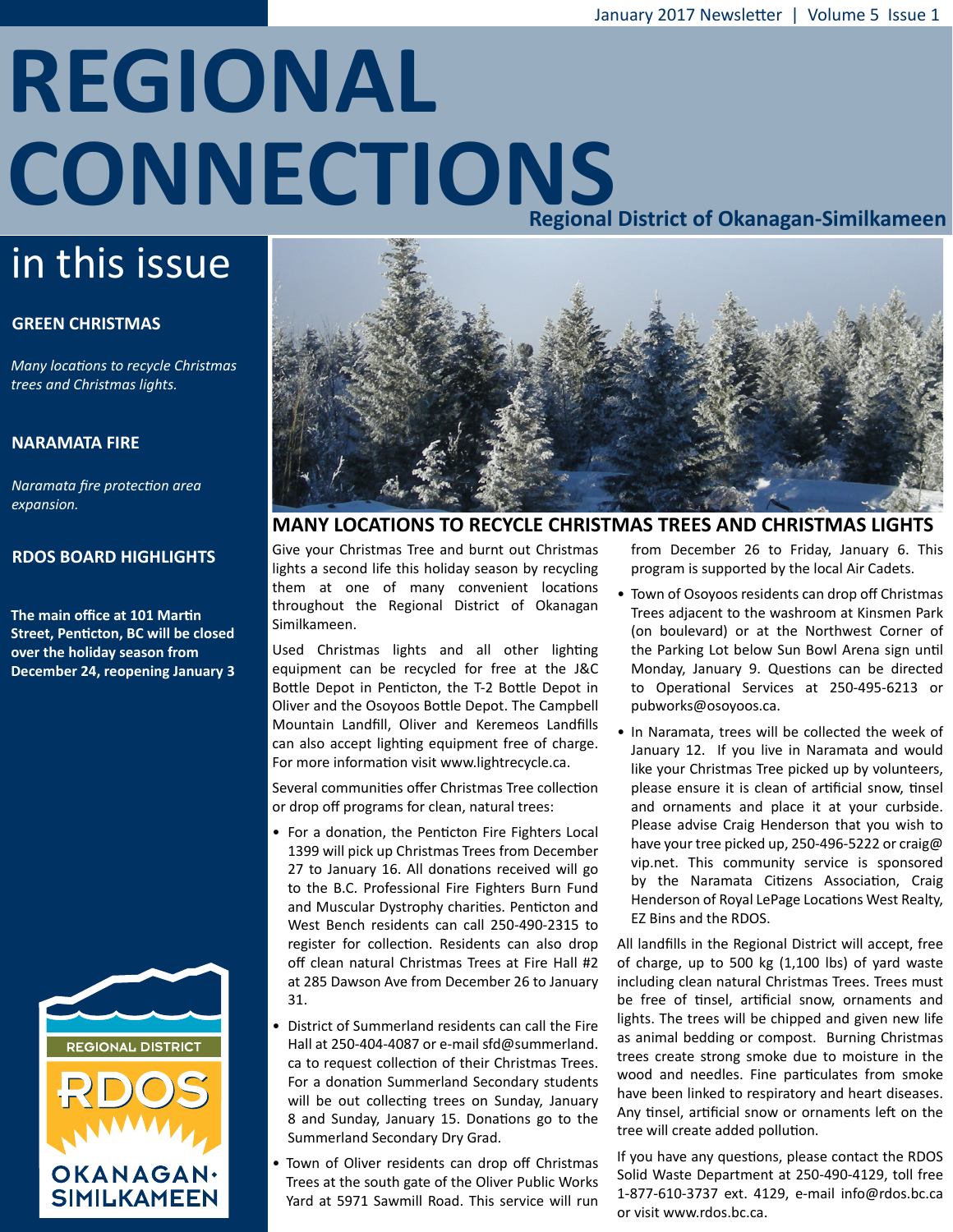January 2017 Newsletter | Volume 5 Issue 1

# REGIONAL CONNECTIONS

**Regional District of Okanagan-Similkameen**

## in this issue

**GREEN CHRISTMAS**

*Many locations to recycle Christmas trees and Christmas lights.*

**NARAMATA FIRE**

*Naramata fire protection area expansion.*

**RDOS BOARD HIGHLIGHTS**

**The main office at 101 Martin Street, Penticton, BC will be closed over the holiday season from December 24, reopening January 3**

REGIONAL DISTRICT RDOS OKANAGAN-SIMILKAMEEN

## MANY LOCATIONS TO RECYCLE CHRISTMAS TREES AND CHRISTMAS LIGHTS

Give your Christmas Tree and burnt out Christmas lights a second life this holiday season by recycling them at one of many convenient locations throughout the Regional District of Okanagan Similkameen.

Used Christmas lights and all other lighting equipment can be recycled for free at the J&C Bottle Depot in Penticton, the T-2 Bottle Depot in Oliver and the Osoyoos Bottle Depot. The Campbell Mountain Landfill, Oliver and Keremeos Landfills can also accept lighting equipment free of charge. For more information visit www.lightrecycle.ca.

Several communities offer Christmas Tree collection or drop off programs for clean, natural trees:

- For a donation, the Penticton Fire Fighters Local 1399 will pick up Christmas Trees from December 27 to January 16. All donations received will go to the B.C. Professional Fire Fighters Burn Fund and Muscular Dystrophy charities. Penticton and West Bench residents can call 250-490-2315 to register for collection. Residents can also drop off clean natural Christmas Trees at Fire Hall #2 at 285 Dawson Ave from December 26 to January 31.
- District of Summerland residents can call the Fire Hall at 250-404-4087 or e-mail sfd@summerland.ca to request collection of their Christmas Trees. For a donation Summerland Secondary students will be out collecting trees on Sunday, January 8 and Sunday, January 15. Donations go to the Summerland Secondary Dry Grad.
- Town of Oliver residents can drop off Christmas Trees at the south gate of the Oliver Public Works Yard at 5971 Sawmill Road. This service will run from December 26 to Friday, January 6. This program is supported by the local Air Cadets.
- Town of Osoyoos residents can drop off Christmas Trees adjacent to the washroom at Kinsmen Park (on boulevard) or at the Northwest Corner of the Parking Lot below Sun Bowl Arena sign until Monday, January 9. Questions can be directed to Operational Services at 250-495-6213 or pubworks@osoyoos.ca.
- In Naramata, trees will be collected the week of January 12. If you live in Naramata and would like your Christmas Tree picked up by volunteers, please ensure it is clean of artificial snow, tinsel and ornaments and place it at your curbside. Please advise Craig Henderson that you wish to have your tree picked up, 250-496-5222 or craig@vip.net. This community service is sponsored by the Naramata Citizens Association, Craig Henderson of Royal LePage Locations West Realty, EZ Bins and the RDOS.

All landfills in the Regional District will accept, free of charge, up to 500 kg (1,100 lbs) of yard waste including clean natural Christmas Trees. Trees must be free of tinsel, artificial snow, ornaments and lights. The trees will be chipped and given new life as animal bedding or compost. Burning Christmas trees create strong smoke due to moisture in the wood and needles. Fine particulates from smoke have been linked to respiratory and heart diseases. Any tinsel, artificial snow or ornaments left on the tree will create added pollution.

If you have any questions, please contact the RDOS Solid Waste Department at 250-490-4129, toll free 1-877-610-3737 ext. 4129, e-mail info@rdos.bc.ca or visit www.rdos.bc.ca.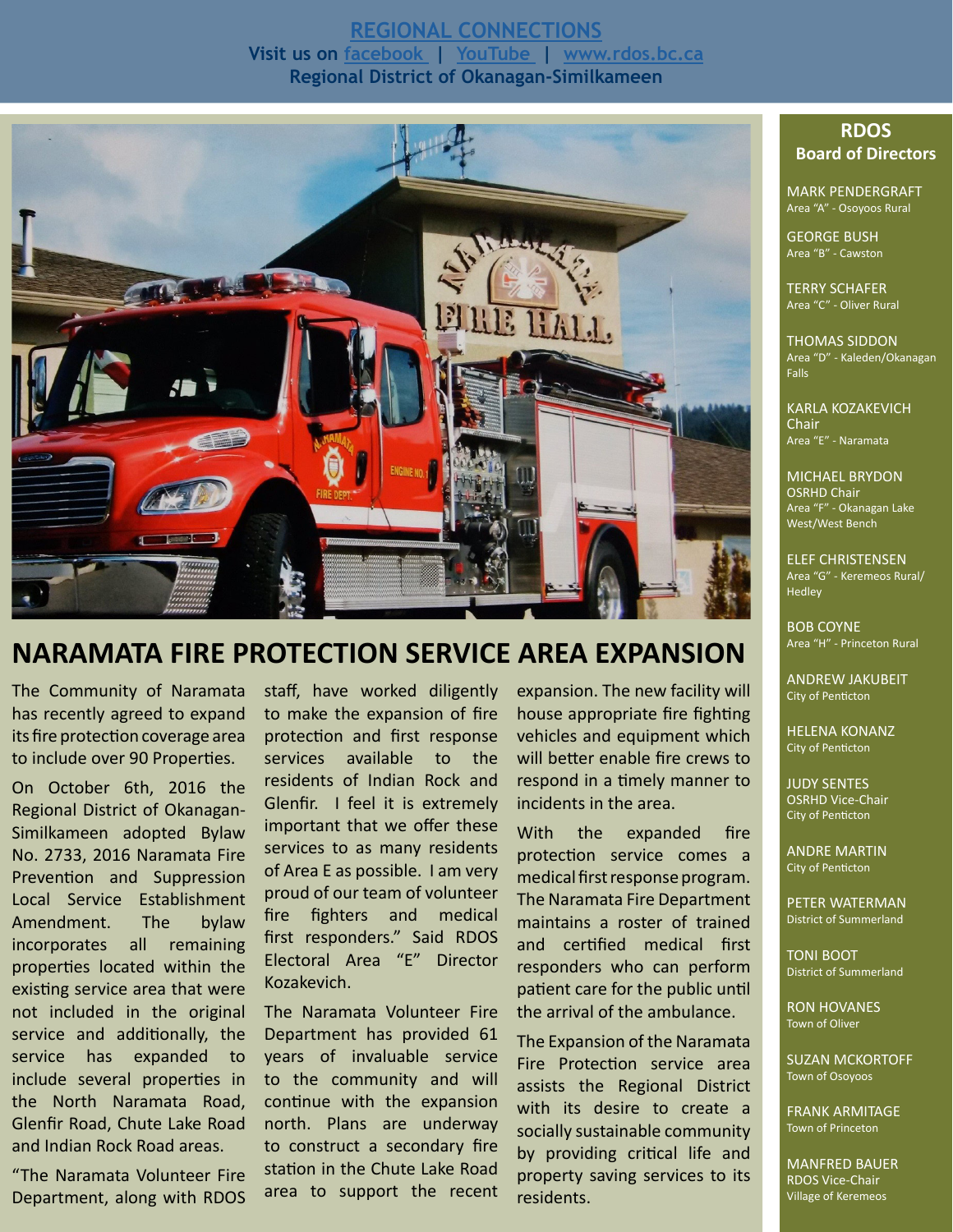**REGIONAL CONNECTIONS**
**Visit us on facebook | YouTube | www.rdos.bc.ca**
**Regional District of Okanagan-Similkameen**

# NARAMATA FIRE PROTECTION SERVICE AREA EXPANSION

The Community of Naramata has recently agreed to expand its fire protection coverage area to include over 90 Properties.

On October 6th, 2016 the Regional District of Okanagan-Similkameen adopted Bylaw No. 2733, 2016 Naramata Fire Prevention and Suppression Local Service Establishment Amendment. The bylaw incorporates all remaining properties located within the existing service area that were not included in the original service and additionally, the service has expanded to include several properties in the North Naramata Road, Glenfir Road, Chute Lake Road and Indian Rock Road areas.

"The Naramata Volunteer Fire Department, along with RDOS staff, have worked diligently to make the expansion of fire protection and first response services available to the residents of Indian Rock and Glenfir. I feel it is extremely important that we offer these services to as many residents of Area E as possible. I am very proud of our team of volunteer fire fighters and medical first responders." Said RDOS Electoral Area "E" Director Kozakevich.

The Naramata Volunteer Fire Department has provided 61 years of invaluable service to the community and will continue with the expansion north. Plans are underway to construct a secondary fire station in the Chute Lake Road area to support the recent expansion. The new facility will house appropriate fire fighting vehicles and equipment which will better enable fire crews to respond in a timely manner to incidents in the area.

With the expanded fire protection service comes a medical first response program. The Naramata Fire Department maintains a roster of trained and certified medical first responders who can perform patient care for the public until the arrival of the ambulance.

The Expansion of the Naramata Fire Protection service area assists the Regional District with its desire to create a socially sustainable community by providing critical life and property saving services to its residents.

## RDOS Board of Directors

MARK PENDERGRAFT
Area "A" - Osoyoos Rural

GEORGE BUSH
Area "B" - Cawston

TERRY SCHAFER
Area "C" - Oliver Rural

THOMAS SIDDON
Area "D" - Kaleden/Okanagan Falls

KARLA KOZAKEVICH
Chair
Area "E" - Naramata

MICHAEL BRYDON
OSRHD Chair
Area "F" - Okanagan Lake West/West Bench

ELEF CHRISTENSEN
Area "G" - Keremeos Rural/ Hedley

BOB COYNE
Area "H" - Princeton Rural

ANDREW JAKUBEIT
City of Penticton

HELENA KONANZ
City of Penticton

JUDY SENTES
OSRHD Vice-Chair
City of Penticton

ANDRE MARTIN
City of Penticton

PETER WATERMAN
District of Summerland

TONI BOOT
District of Summerland

RON HOVANES
Town of Oliver

SUZAN MCKORTOFF
Town of Osoyoos

FRANK ARMITAGE
Town of Princeton

MANFRED BAUER
RDOS Vice-Chair
Village of Keremeos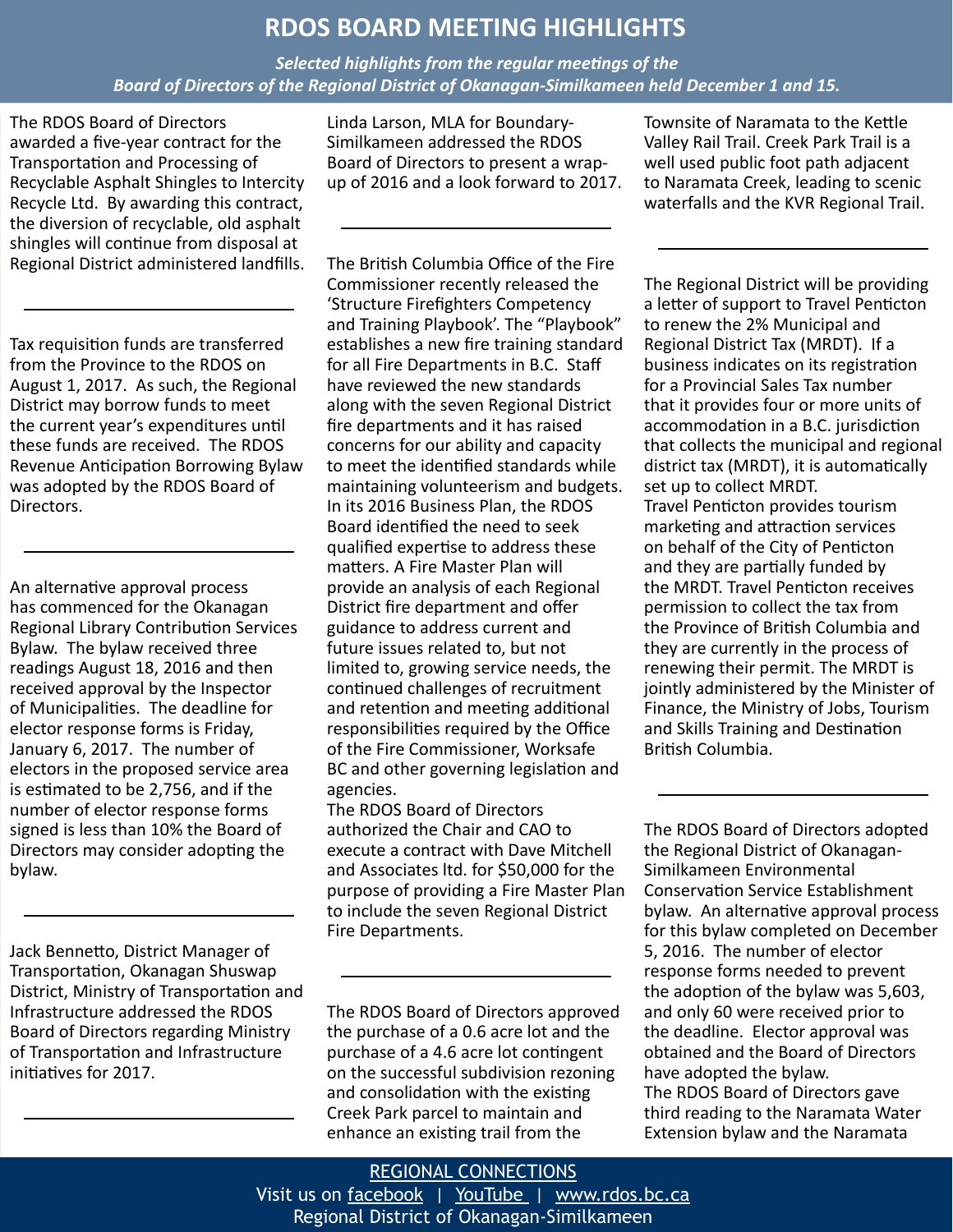# RDOS BOARD MEETING HIGHLIGHTS

***Selected highlights from the regular meetings of the Board of Directors of the Regional District of Okanagan-Similkameen held December 1 and 15.***

The RDOS Board of Directors awarded a five-year contract for the Transportation and Processing of Recyclable Asphalt Shingles to Intercity Recycle Ltd. By awarding this contract, the diversion of recyclable, old asphalt shingles will continue from disposal at Regional District administered landfills.

---

Tax requisition funds are transferred from the Province to the RDOS on August 1, 2017. As such, the Regional District may borrow funds to meet the current year's expenditures until these funds are received. The RDOS Revenue Anticipation Borrowing Bylaw was adopted by the RDOS Board of Directors.

---

An alternative approval process has commenced for the Okanagan Regional Library Contribution Services Bylaw. The bylaw received three readings August 18, 2016 and then received approval by the Inspector of Municipalities. The deadline for elector response forms is Friday, January 6, 2017. The number of electors in the proposed service area is estimated to be 2,756, and if the number of elector response forms signed is less than 10% the Board of Directors may consider adopting the bylaw.

---

Jack Bennetto, District Manager of Transportation, Okanagan Shuswap District, Ministry of Transportation and Infrastructure addressed the RDOS Board of Directors regarding Ministry of Transportation and Infrastructure initiatives for 2017.

---

Linda Larson, MLA for Boundary-Similkameen addressed the RDOS Board of Directors to present a wrap-up of 2016 and a look forward to 2017.

---

The British Columbia Office of the Fire Commissioner recently released the 'Structure Firefighters Competency and Training Playbook'. The "Playbook" establishes a new fire training standard for all Fire Departments in B.C. Staff have reviewed the new standards along with the seven Regional District fire departments and it has raised concerns for our ability and capacity to meet the identified standards while maintaining volunteerism and budgets. In its 2016 Business Plan, the RDOS Board identified the need to seek qualified expertise to address these matters. A Fire Master Plan will provide an analysis of each Regional District fire department and offer guidance to address current and future issues related to, but not limited to, growing service needs, the continued challenges of recruitment and retention and meeting additional responsibilities required by the Office of the Fire Commissioner, Worksafe BC and other governing legislation and agencies.
The RDOS Board of Directors authorized the Chair and CAO to execute a contract with Dave Mitchell and Associates ltd. for $50,000 for the purpose of providing a Fire Master Plan to include the seven Regional District Fire Departments.

---

The RDOS Board of Directors approved the purchase of a 0.6 acre lot and the purchase of a 4.6 acre lot contingent on the successful subdivision rezoning and consolidation with the existing Creek Park parcel to maintain and enhance an existing trail from the Townsite of Naramata to the Kettle Valley Rail Trail. Creek Park Trail is a well used public foot path adjacent to Naramata Creek, leading to scenic waterfalls and the KVR Regional Trail.

---

The Regional District will be providing a letter of support to Travel Penticton to renew the 2% Municipal and Regional District Tax (MRDT). If a business indicates on its registration for a Provincial Sales Tax number that it provides four or more units of accommodation in a B.C. jurisdiction that collects the municipal and regional district tax (MRDT), it is automatically set up to collect MRDT.
Travel Penticton provides tourism marketing and attraction services on behalf of the City of Penticton and they are partially funded by the MRDT. Travel Penticton receives permission to collect the tax from the Province of British Columbia and they are currently in the process of renewing their permit. The MRDT is jointly administered by the Minister of Finance, the Ministry of Jobs, Tourism and Skills Training and Destination British Columbia.

---

The RDOS Board of Directors adopted the Regional District of Okanagan-Similkameen Environmental Conservation Service Establishment bylaw. An alternative approval process for this bylaw completed on December 5, 2016. The number of elector response forms needed to prevent the adoption of the bylaw was 5,603, and only 60 were received prior to the deadline. Elector approval was obtained and the Board of Directors have adopted the bylaw.
The RDOS Board of Directors gave third reading to the Naramata Water Extension bylaw and the Naramata

REGIONAL CONNECTIONS
Visit us on facebook | YouTube | www.rdos.bc.ca
Regional District of Okanagan-Similkameen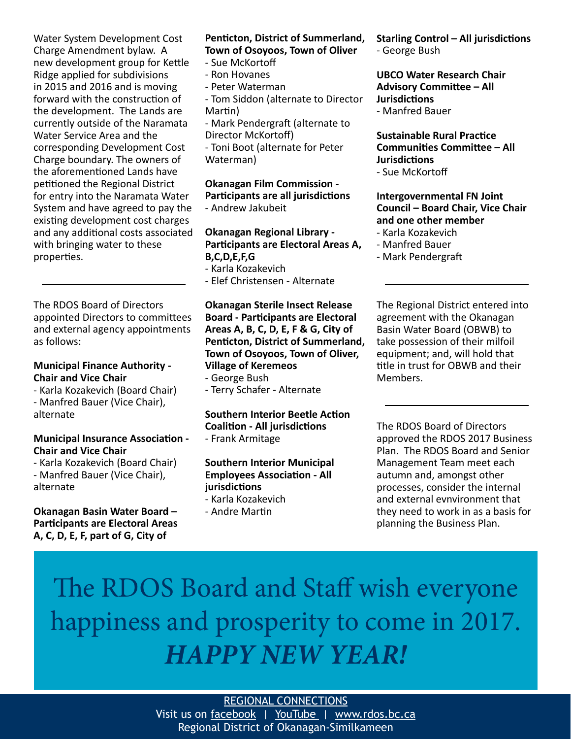Water System Development Cost Charge Amendment bylaw. A new development group for Kettle Ridge applied for subdivisions in 2015 and 2016 and is moving forward with the construction of the development. The Lands are currently outside of the Naramata Water Service Area and the corresponding Development Cost Charge boundary. The owners of the aforementioned Lands have petitioned the Regional District for entry into the Naramata Water System and have agreed to pay the existing development cost charges and any additional costs associated with bringing water to these properties.

---

The RDOS Board of Directors appointed Directors to committees and external agency appointments as follows:

**Municipal Finance Authority - Chair and Vice Chair**
- Karla Kozakevich (Board Chair)
- Manfred Bauer (Vice Chair), alternate

**Municipal Insurance Association - Chair and Vice Chair**
- Karla Kozakevich (Board Chair)
- Manfred Bauer (Vice Chair), alternate

**Okanagan Basin Water Board – Participants are Electoral Areas A, C, D, E, F, part of G, City of Penticton, District of Summerland, Town of Osoyoos, Town of Oliver**
- Sue McKortoff
- Ron Hovanes
- Peter Waterman
- Tom Siddon (alternate to Director Martin)
- Mark Pendergraft (alternate to Director McKortoff)
- Toni Boot (alternate for Peter Waterman)

**Okanagan Film Commission - Participants are all jurisdictions**
- Andrew Jakubeit

**Okanagan Regional Library - Participants are Electoral Areas A, B,C,D,E,F,G**
- Karla Kozakevich
- Elef Christensen - Alternate

**Okanagan Sterile Insect Release Board - Participants are Electoral Areas A, B, C, D, E, F & G, City of Penticton, District of Summerland, Town of Osoyoos, Town of Oliver, Village of Keremeos**
- George Bush
- Terry Schafer - Alternate

**Southern Interior Beetle Action Coalition - All jurisdictions**
- Frank Armitage

**Southern Interior Municipal Employees Association - All jurisdictions**
- Karla Kozakevich
- Andre Martin

**Starling Control – All jurisdictions**
- George Bush

**UBCO Water Research Chair Advisory Committee – All Jurisdictions**
- Manfred Bauer

**Sustainable Rural Practice Communities Committee – All Jurisdictions**
- Sue McKortoff

**Intergovernmental FN Joint Council – Board Chair, Vice Chair and one other member**
- Karla Kozakevich
- Manfred Bauer
- Mark Pendergraft

---

The Regional District entered into agreement with the Okanagan Basin Water Board (OBWB) to take possession of their milfoil equipment; and, will hold that title in trust for OBWB and their Members.

---

The RDOS Board of Directors approved the RDOS 2017 Business Plan. The RDOS Board and Senior Management Team meet each autumn and, amongst other processes, consider the internal and external evnvironment that they need to work in as a basis for planning the Business Plan.

The RDOS Board and Staff wish everyone happiness and prosperity to come in 2017.
***HAPPY NEW YEAR!***

REGIONAL CONNECTIONS
Visit us on facebook | YouTube | www.rdos.bc.ca
Regional District of Okanagan-Similkameen